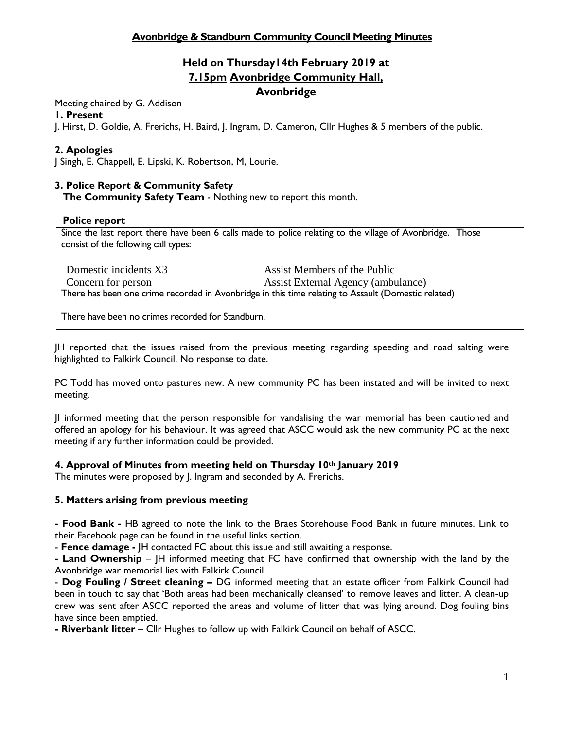# Avonbridge & Standburn Community Council Meeting Minutes

## Held on Thursday14th February 2019 at 7.15pm Avonbridge Community Hall, Avonbridge

Meeting chaired by G. Addison

**1. Present**

J. Hirst, D. Goldie, A. Frerichs, H. Baird, J. Ingram, D. Cameron, Cllr Hughes & 5 members of the public.

**2. Apologies**

J Singh, E. Chappell, E. Lipski, K. Robertson, M, Lourie.

**3. Police Report & Community Safety**

**The Community Safety Team** - Nothing new to report this month.

**Police report**

Since the last report there have been 6 calls made to police relating to the village of Avonbridge. Those consist of the following call types:

| | |
|---|---|
| Domestic incidents X3 | Assist Members of the Public |
| Concern for person | Assist External Agency (ambulance) |

There has been one crime recorded in Avonbridge in this time relating to Assault (Domestic related)

There have been no crimes recorded for Standburn.

JH reported that the issues raised from the previous meeting regarding speeding and road salting were highlighted to Falkirk Council. No response to date.

PC Todd has moved onto pastures new. A new community PC has been instated and will be invited to next meeting.

JI informed meeting that the person responsible for vandalising the war memorial has been cautioned and offered an apology for his behaviour. It was agreed that ASCC would ask the new community PC at the next meeting if any further information could be provided.

**4. Approval of Minutes from meeting held on Thursday 10th January 2019**

The minutes were proposed by J. Ingram and seconded by A. Frerichs.

**5. Matters arising from previous meeting**

**- Food Bank -** HB agreed to note the link to the Braes Storehouse Food Bank in future minutes. Link to their Facebook page can be found in the useful links section.

- **Fence damage -** JH contacted FC about this issue and still awaiting a response.

**- Land Ownership** – JH informed meeting that FC have confirmed that ownership with the land by the Avonbridge war memorial lies with Falkirk Council

- **Dog Fouling / Street cleaning –** DG informed meeting that an estate officer from Falkirk Council had been in touch to say that 'Both areas had been mechanically cleansed' to remove leaves and litter. A clean-up crew was sent after ASCC reported the areas and volume of litter that was lying around. Dog fouling bins have since been emptied.

**- Riverbank litter** – Cllr Hughes to follow up with Falkirk Council on behalf of ASCC.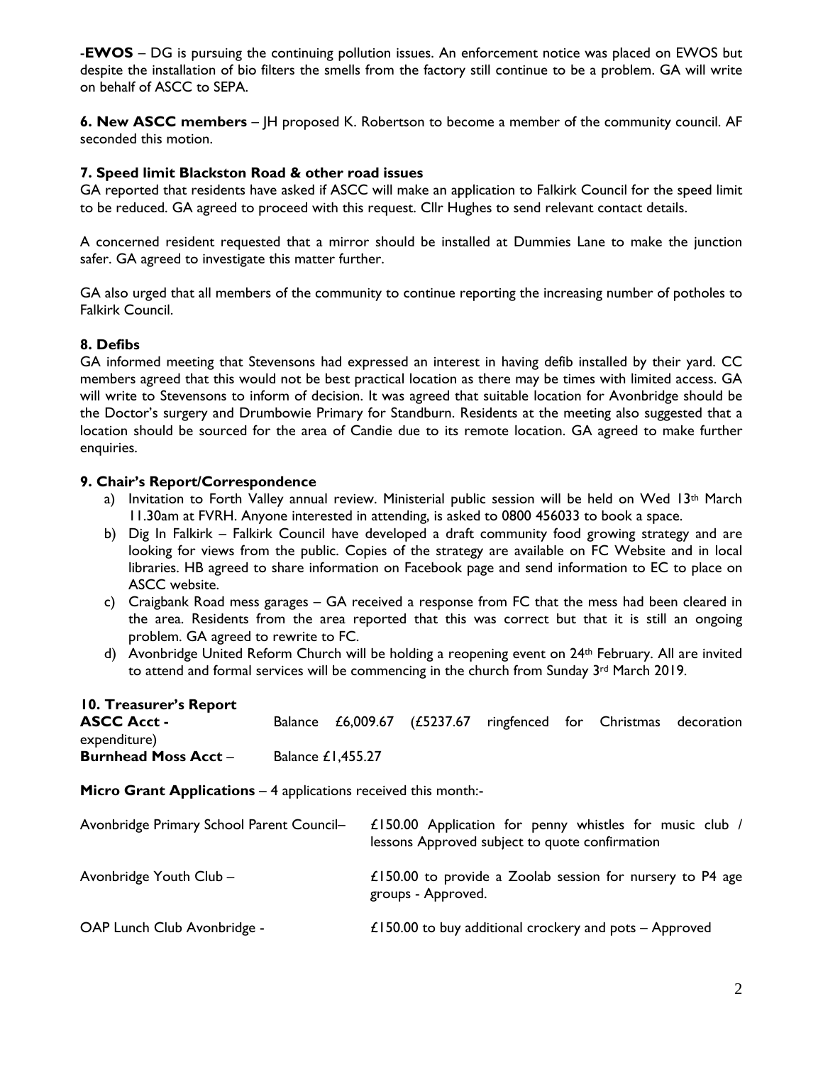-**EWOS** – DG is pursuing the continuing pollution issues. An enforcement notice was placed on EWOS but despite the installation of bio filters the smells from the factory still continue to be a problem. GA will write on behalf of ASCC to SEPA.

**6. New ASCC members** – JH proposed K. Robertson to become a member of the community council. AF seconded this motion.

**7. Speed limit Blackston Road & other road issues**

GA reported that residents have asked if ASCC will make an application to Falkirk Council for the speed limit to be reduced. GA agreed to proceed with this request. Cllr Hughes to send relevant contact details.

A concerned resident requested that a mirror should be installed at Dummies Lane to make the junction safer. GA agreed to investigate this matter further.

GA also urged that all members of the community to continue reporting the increasing number of potholes to Falkirk Council.

**8. Defibs**

GA informed meeting that Stevensons had expressed an interest in having defib installed by their yard. CC members agreed that this would not be best practical location as there may be times with limited access. GA will write to Stevensons to inform of decision. It was agreed that suitable location for Avonbridge should be the Doctor's surgery and Drumbowie Primary for Standburn. Residents at the meeting also suggested that a location should be sourced for the area of Candie due to its remote location. GA agreed to make further enquiries.

**9. Chair's Report/Correspondence**

a) Invitation to Forth Valley annual review. Ministerial public session will be held on Wed 13th March 11.30am at FVRH. Anyone interested in attending, is asked to 0800 456033 to book a space.
b) Dig In Falkirk – Falkirk Council have developed a draft community food growing strategy and are looking for views from the public. Copies of the strategy are available on FC Website and in local libraries. HB agreed to share information on Facebook page and send information to EC to place on ASCC website.
c) Craigbank Road mess garages – GA received a response from FC that the mess had been cleared in the area. Residents from the area reported that this was correct but that it is still an ongoing problem. GA agreed to rewrite to FC.
d) Avonbridge United Reform Church will be holding a reopening event on 24th February. All are invited to attend and formal services will be commencing in the church from Sunday 3rd March 2019.

**10. Treasurer's Report**

**ASCC Acct -** Balance £6,009.67 (£5237.67 ringfenced for Christmas decoration expenditure)

**Burnhead Moss Acct** – Balance £1,455.27

**Micro Grant Applications** – 4 applications received this month:-

| | |
|---|---|
| Avonbridge Primary School Parent Council– | £150.00 Application for penny whistles for music club / lessons Approved subject to quote confirmation |
| Avonbridge Youth Club – | £150.00 to provide a Zoolab session for nursery to P4 age groups - Approved. |
| OAP Lunch Club Avonbridge - | £150.00 to buy additional crockery and pots – Approved |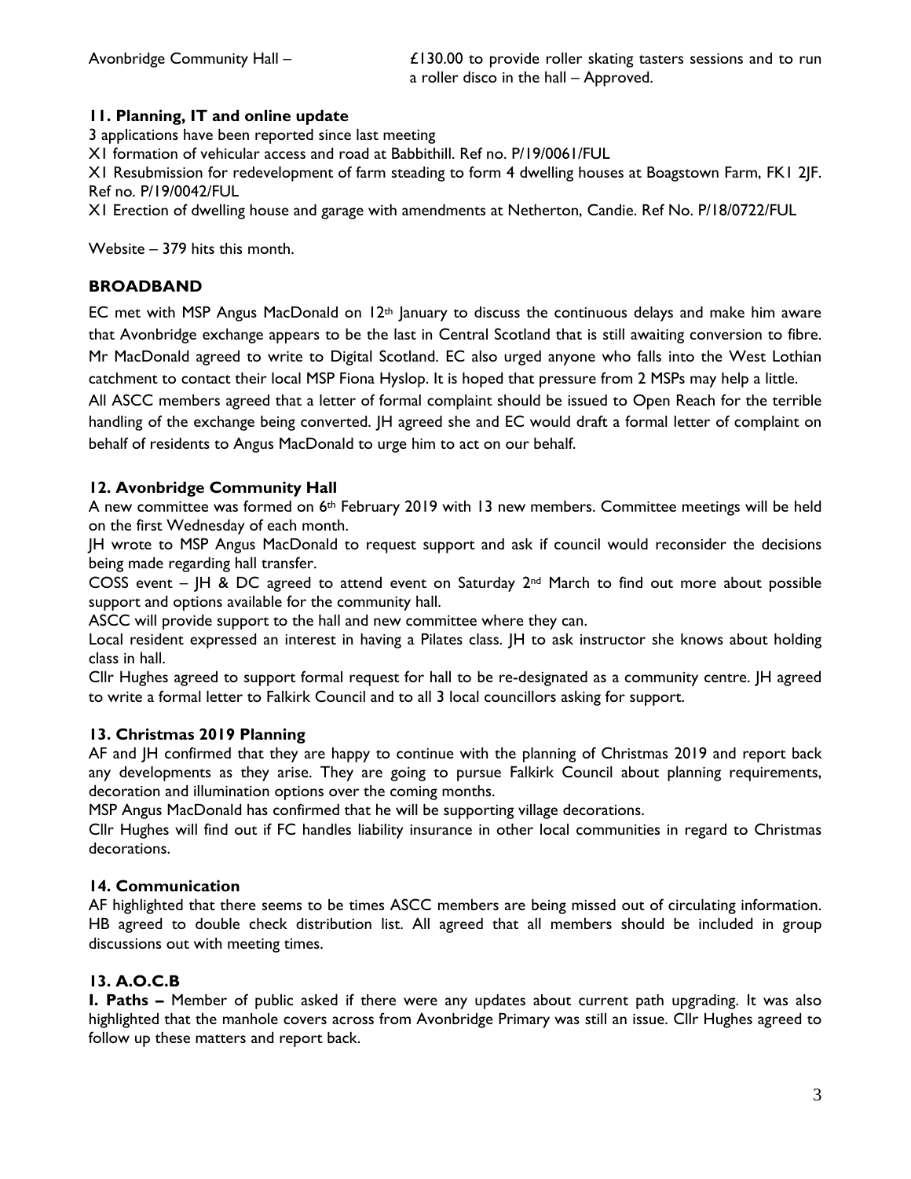Avonbridge Community Hall – £130.00 to provide roller skating tasters sessions and to run a roller disco in the hall – Approved.

### 11. Planning, IT and online update

3 applications have been reported since last meeting

X1 formation of vehicular access and road at Babbithill. Ref no. P/19/0061/FUL

X1 Resubmission for redevelopment of farm steading to form 4 dwelling houses at Boagstown Farm, FK1 2JF. Ref no. P/19/0042/FUL

X1 Erection of dwelling house and garage with amendments at Netherton, Candie. Ref No. P/18/0722/FUL

Website – 379 hits this month.

### BROADBAND

EC met with MSP Angus MacDonald on 12th January to discuss the continuous delays and make him aware that Avonbridge exchange appears to be the last in Central Scotland that is still awaiting conversion to fibre. Mr MacDonald agreed to write to Digital Scotland. EC also urged anyone who falls into the West Lothian catchment to contact their local MSP Fiona Hyslop. It is hoped that pressure from 2 MSPs may help a little.

All ASCC members agreed that a letter of formal complaint should be issued to Open Reach for the terrible handling of the exchange being converted. JH agreed she and EC would draft a formal letter of complaint on behalf of residents to Angus MacDonald to urge him to act on our behalf.

### 12. Avonbridge Community Hall

A new committee was formed on 6th February 2019 with 13 new members. Committee meetings will be held on the first Wednesday of each month.

JH wrote to MSP Angus MacDonald to request support and ask if council would reconsider the decisions being made regarding hall transfer.

COSS event – JH & DC agreed to attend event on Saturday 2nd March to find out more about possible support and options available for the community hall.

ASCC will provide support to the hall and new committee where they can.

Local resident expressed an interest in having a Pilates class. JH to ask instructor she knows about holding class in hall.

Cllr Hughes agreed to support formal request for hall to be re-designated as a community centre. JH agreed to write a formal letter to Falkirk Council and to all 3 local councillors asking for support.

### 13. Christmas 2019 Planning

AF and JH confirmed that they are happy to continue with the planning of Christmas 2019 and report back any developments as they arise. They are going to pursue Falkirk Council about planning requirements, decoration and illumination options over the coming months.

MSP Angus MacDonald has confirmed that he will be supporting village decorations.

Cllr Hughes will find out if FC handles liability insurance in other local communities in regard to Christmas decorations.

### 14. Communication

AF highlighted that there seems to be times ASCC members are being missed out of circulating information. HB agreed to double check distribution list. All agreed that all members should be included in group discussions out with meeting times.

### 13. A.O.C.B

**I. Paths –** Member of public asked if there were any updates about current path upgrading. It was also highlighted that the manhole covers across from Avonbridge Primary was still an issue. Cllr Hughes agreed to follow up these matters and report back.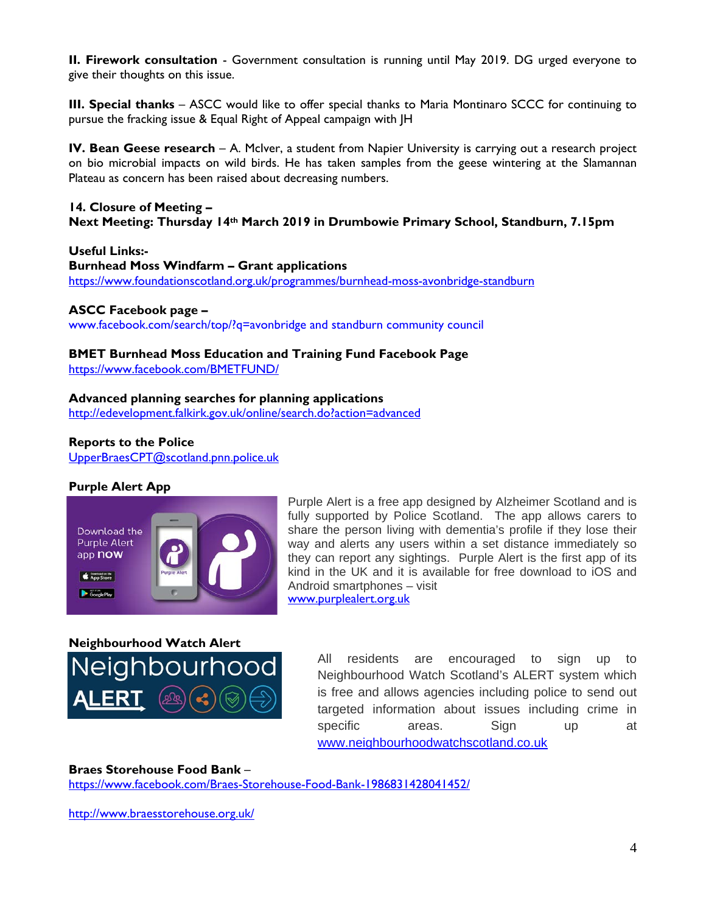**II. Firework consultation** - Government consultation is running until May 2019. DG urged everyone to give their thoughts on this issue.

**III. Special thanks** – ASCC would like to offer special thanks to Maria Montinaro SCCC for continuing to pursue the fracking issue & Equal Right of Appeal campaign with JH

**IV. Bean Geese research** – A. McIver, a student from Napier University is carrying out a research project on bio microbial impacts on wild birds. He has taken samples from the geese wintering at the Slamannan Plateau as concern has been raised about decreasing numbers.

**14. Closure of Meeting –**
**Next Meeting: Thursday 14th March 2019 in Drumbowie Primary School, Standburn, 7.15pm**

**Useful Links:-**
**Burnhead Moss Windfarm – Grant applications**
https://www.foundationscotland.org.uk/programmes/burnhead-moss-avonbridge-standburn

**ASCC Facebook page –**
www.facebook.com/search/top/?q=avonbridge and standburn community council

**BMET Burnhead Moss Education and Training Fund Facebook Page**
https://www.facebook.com/BMETFUND/

**Advanced planning searches for planning applications**
http://edevelopment.falkirk.gov.uk/online/search.do?action=advanced

**Reports to the Police**
UpperBraesCPT@scotland.pnn.police.uk

**Purple Alert App**

Purple Alert is a free app designed by Alzheimer Scotland and is fully supported by Police Scotland. The app allows carers to share the person living with dementia's profile if they lose their way and alerts any users within a set distance immediately so they can report any sightings. Purple Alert is the first app of its kind in the UK and it is available for free download to iOS and Android smartphones – visit www.purplealert.org.uk

**Neighbourhood Watch Alert**

All residents are encouraged to sign up to Neighbourhood Watch Scotland's ALERT system which is free and allows agencies including police to send out targeted information about issues including crime in specific areas. Sign up at www.neighbourhoodwatchscotland.co.uk

**Braes Storehouse Food Bank** –
https://www.facebook.com/Braes-Storehouse-Food-Bank-1986831428041452/

http://www.braesstorehouse.org.uk/